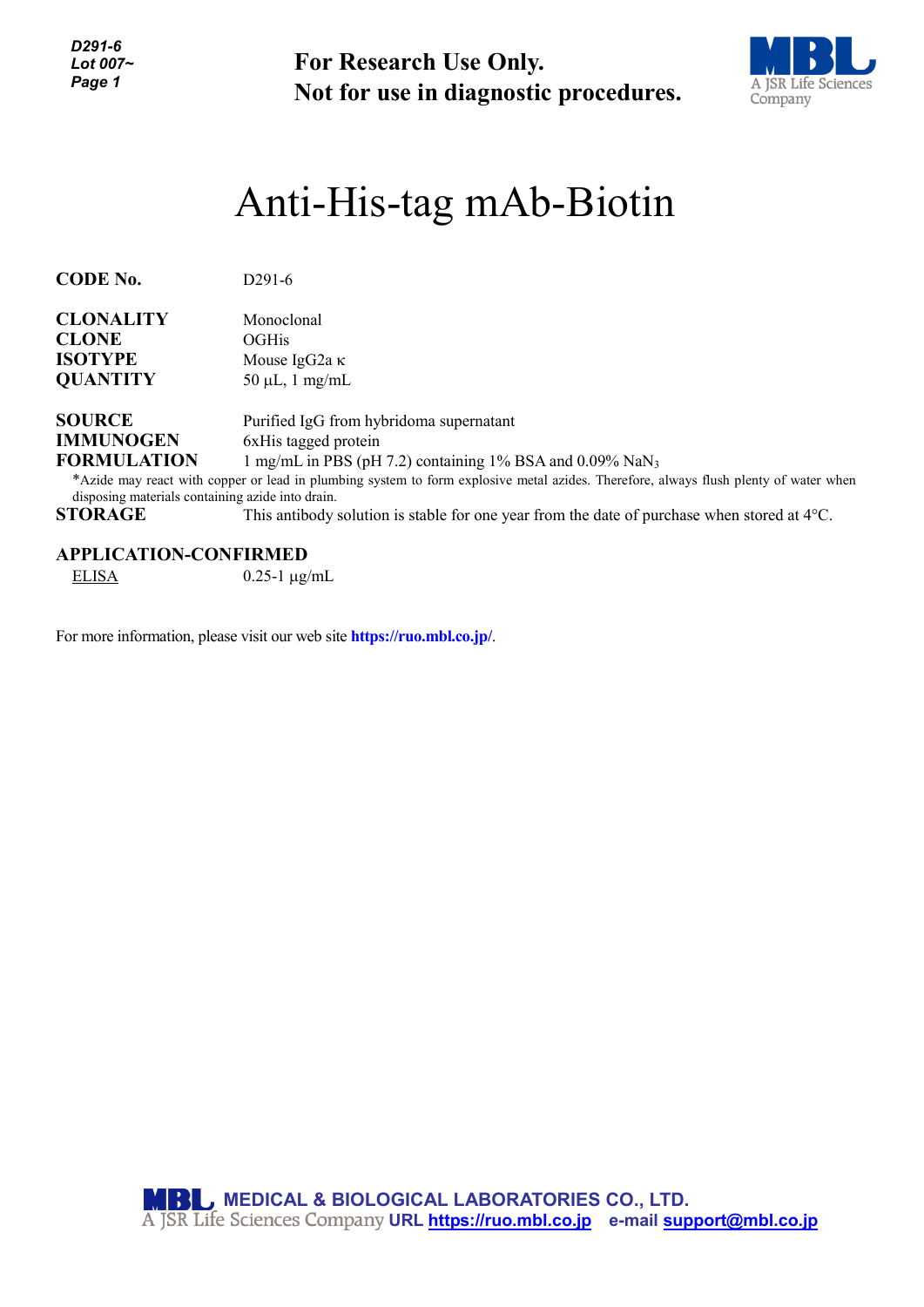**For Research Use Only.**
**Not for use in diagnostic procedures.**

# Anti-His-tag mAb-Biotin

| | |
|---|---|
| **CODE No.** | D291-6 |
| **CLONALITY** | Monoclonal |
| **CLONE** | OGHis |
| **ISOTYPE** | Mouse IgG2a κ |
| **QUANTITY** | 50 µL, 1 mg/mL |
| **SOURCE** | Purified IgG from hybridoma supernatant |
| **IMMUNOGEN** | 6xHis tagged protein |
| **FORMULATION** | 1 mg/mL in PBS (pH 7.2) containing 1% BSA and 0.09% $NaN_3$ |

*Azide may react with copper or lead in plumbing system to form explosive metal azides. Therefore, always flush plenty of water when disposing materials containing azide into drain.

**STORAGE** This antibody solution is stable for one year from the date of purchase when stored at 4°C.

**APPLICATION-CONFIRMED**

ELISA 0.25-1 µg/mL

For more information, please visit our web site **https://ruo.mbl.co.jp/**.

**MEDICAL & BIOLOGICAL LABORATORIES CO., LTD.**
A JSR Life Sciences Company URL https://ruo.mbl.co.jp e-mail support@mbl.co.jp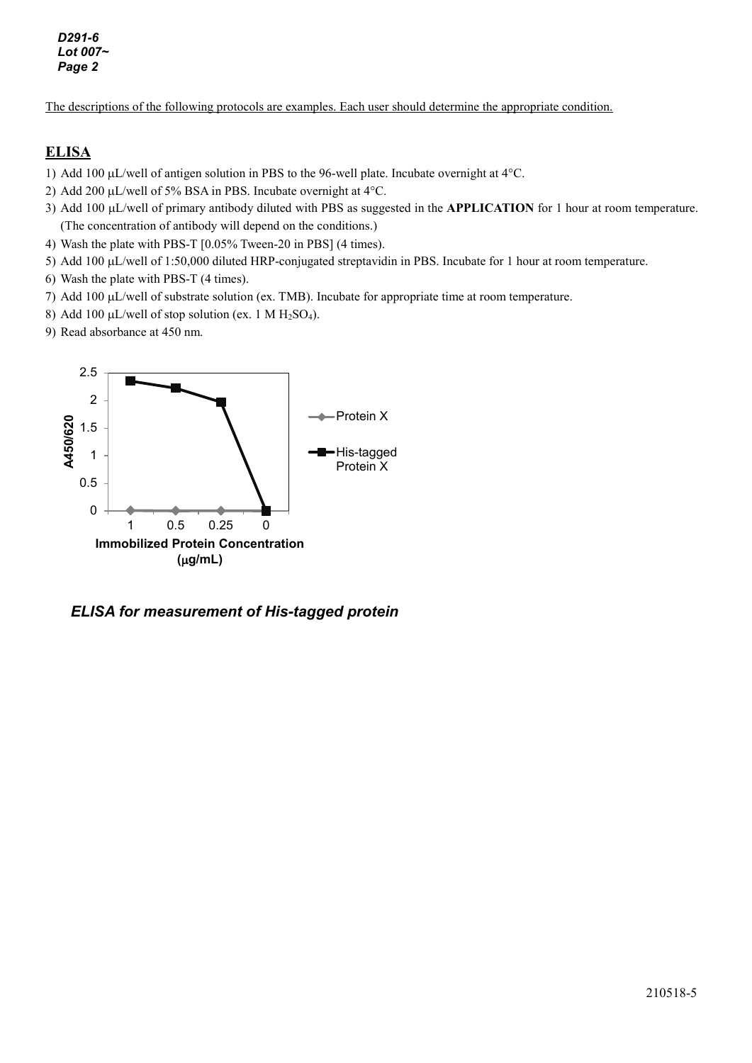The descriptions of the following protocols are examples. Each user should determine the appropriate condition.

## ELISA

1) Add 100 µL/well of antigen solution in PBS to the 96-well plate. Incubate overnight at 4°C.
2) Add 200 µL/well of 5% BSA in PBS. Incubate overnight at 4°C.
3) Add 100 µL/well of primary antibody diluted with PBS as suggested in the **APPLICATION** for 1 hour at room temperature. (The concentration of antibody will depend on the conditions.)
4) Wash the plate with PBS-T [0.05% Tween-20 in PBS] (4 times).
5) Add 100 µL/well of 1:50,000 diluted HRP-conjugated streptavidin in PBS. Incubate for 1 hour at room temperature.
6) Wash the plate with PBS-T (4 times).
7) Add 100 µL/well of substrate solution (ex. TMB). Incubate for appropriate time at room temperature.
8) Add 100 µL/well of stop solution (ex. 1 M $H_2SO_4$).
9) Read absorbance at 450 nm.

A450/620

2.5
2
1.5
1
0.5
0

1 0.5 0.25 0

Immobilized Protein Concentration (µg/mL)

Protein X

His-tagged Protein X

*ELISA for measurement of His-tagged protein*

210518-5